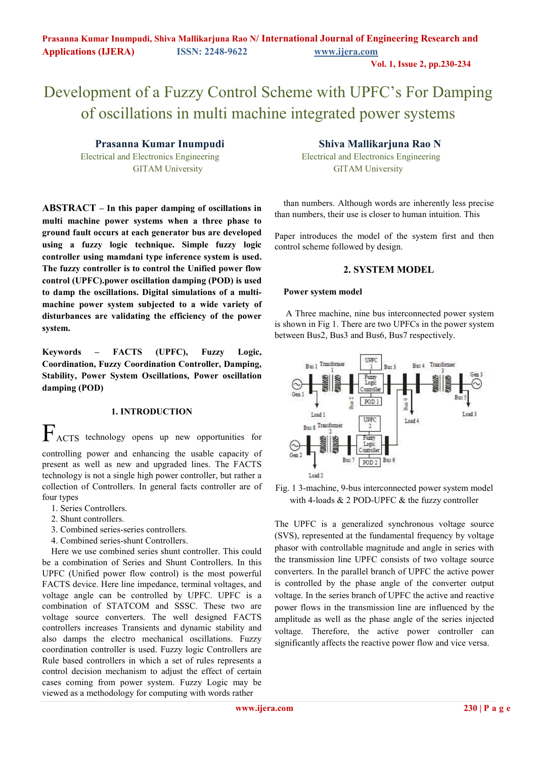# Development of a Fuzzy Control Scheme with UPFC's For Damping of oscillations in multi machine integrated power systems

**Prasanna Kumar Inumpudi**
Electrical and Electronics Engineering
GITAM University

**Shiva Mallikarjuna Rao N**
Electrical and Electronics Engineering
GITAM University

**ABSTRACT – In this paper damping of oscillations in multi machine power systems when a three phase to ground fault occurs at each generator bus are developed using a fuzzy logic technique. Simple fuzzy logic controller using mamdani type inference system is used. The fuzzy controller is to control the Unified power flow control (UPFC).power oscillation damping (POD) is used to damp the oscillations. Digital simulations of a multi-machine power system subjected to a wide variety of disturbances are validating the efficiency of the power system.**

**Keywords – FACTS (UPFC), Fuzzy Logic, Coordination, Fuzzy Coordination Controller, Damping, Stability, Power System Oscillations, Power oscillation damping (POD)**

## 1. INTRODUCTION

FACTS technology opens up new opportunities for controlling power and enhancing the usable capacity of present as well as new and upgraded lines. The FACTS technology is not a single high power controller, but rather a collection of Controllers. In general facts controller are of four types

1. Series Controllers.
2. Shunt controllers.
3. Combined series-series controllers.
4. Combined series-shunt Controllers.

Here we use combined series shunt controller. This could be a combination of Series and Shunt Controllers. In this UPFC (Unified power flow control) is the most powerful FACTS device. Here line impedance, terminal voltages, and voltage angle can be controlled by UPFC. UPFC is a combination of STATCOM and SSSC. These two are voltage source converters. The well designed FACTS controllers increases Transients and dynamic stability and also damps the electro mechanical oscillations. Fuzzy coordination controller is used. Fuzzy logic Controllers are Rule based controllers in which a set of rules represents a control decision mechanism to adjust the effect of certain cases coming from power system. Fuzzy Logic may be viewed as a methodology for computing with words rather than numbers. Although words are inherently less precise than numbers, their use is closer to human intuition. This

Paper introduces the model of the system first and then control scheme followed by design.

## 2. SYSTEM MODEL

### Power system model

A Three machine, nine bus interconnected power system is shown in Fig 1. There are two UPFCs in the power system between Bus2, Bus3 and Bus6, Bus7 respectively.

Fig. 1 3-machine, 9-bus interconnected power system model with 4-loads & 2 POD-UPFC & the fuzzy controller

The UPFC is a generalized synchronous voltage source (SVS), represented at the fundamental frequency by voltage phasor with controllable magnitude and angle in series with the transmission line UPFC consists of two voltage source converters. In the parallel branch of UPFC the active power is controlled by the phase angle of the converter output voltage. In the series branch of UPFC the active and reactive power flows in the transmission line are influenced by the amplitude as well as the phase angle of the series injected voltage. Therefore, the active power controller can significantly affects the reactive power flow and vice versa.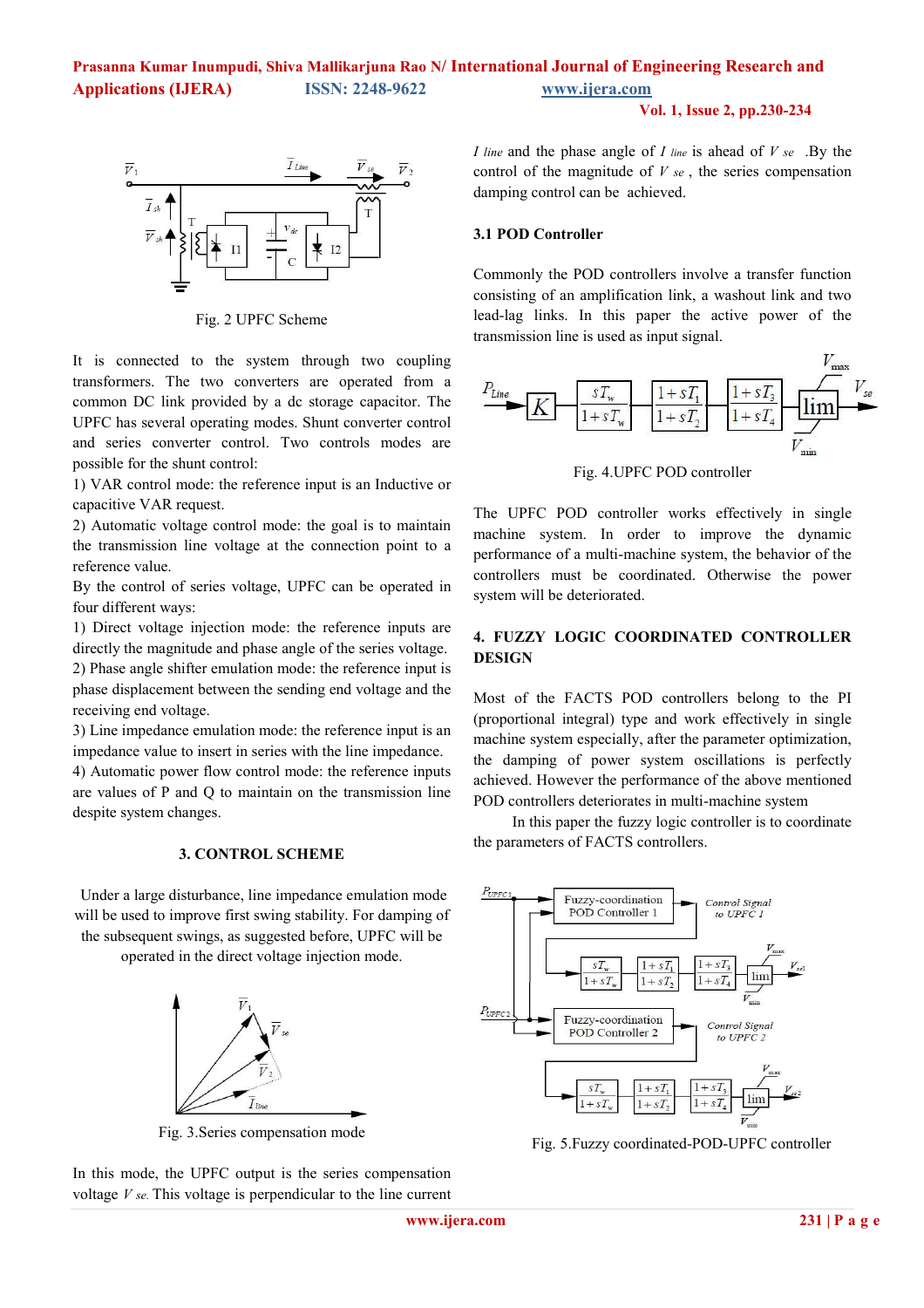Fig. 2 UPFC Scheme

It is connected to the system through two coupling transformers. The two converters are operated from a common DC link provided by a dc storage capacitor. The UPFC has several operating modes. Shunt converter control and series converter control. Two controls modes are possible for the shunt control:

1) VAR control mode: the reference input is an Inductive or capacitive VAR request.
2) Automatic voltage control mode: the goal is to maintain the transmission line voltage at the connection point to a reference value.

By the control of series voltage, UPFC can be operated in four different ways:

1) Direct voltage injection mode: the reference inputs are directly the magnitude and phase angle of the series voltage.
2) Phase angle shifter emulation mode: the reference input is phase displacement between the sending end voltage and the receiving end voltage.
3) Line impedance emulation mode: the reference input is an impedance value to insert in series with the line impedance.
4) Automatic power flow control mode: the reference inputs are values of P and Q to maintain on the transmission line despite system changes.

## 3. CONTROL SCHEME

Under a large disturbance, line impedance emulation mode will be used to improve first swing stability. For damping of the subsequent swings, as suggested before, UPFC will be operated in the direct voltage injection mode.

Fig. 3.Series compensation mode

In this mode, the UPFC output is the series compensation voltage $V_{se}$. This voltage is perpendicular to the line current $I_{line}$ and the phase angle of $I_{line}$ is ahead of $V_{se}$ .By the control of the magnitude of $V_{se}$ , the series compensation damping control can be achieved.

### 3.1 POD Controller

Commonly the POD controllers involve a transfer function consisting of an amplification link, a washout link and two lead-lag links. In this paper the active power of the transmission line is used as input signal.

Fig. 4.UPFC POD controller

The UPFC POD controller works effectively in single machine system. In order to improve the dynamic performance of a multi-machine system, the behavior of the controllers must be coordinated. Otherwise the power system will be deteriorated.

## 4. FUZZY LOGIC COORDINATED CONTROLLER DESIGN

Most of the FACTS POD controllers belong to the PI (proportional integral) type and work effectively in single machine system especially, after the parameter optimization, the damping of power system oscillations is perfectly achieved. However the performance of the above mentioned POD controllers deteriorates in multi-machine system

In this paper the fuzzy logic controller is to coordinate the parameters of FACTS controllers.

Fig. 5.Fuzzy coordinated-POD-UPFC controller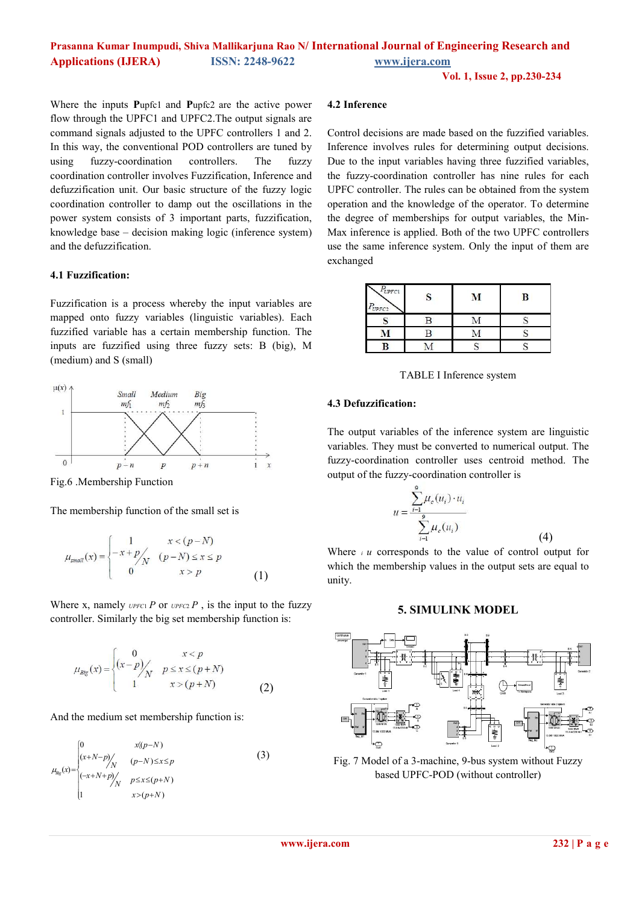Where the inputs $P_{upfc1}$ and $P_{upfc2}$ are the active power flow through the UPFC1 and UPFC2.The output signals are command signals adjusted to the UPFC controllers 1 and 2. In this way, the conventional POD controllers are tuned by using fuzzy-coordination controllers. The fuzzy coordination controller involves Fuzzification, Inference and defuzzification unit. Our basic structure of the fuzzy logic coordination controller to damp out the oscillations in the power system consists of 3 important parts, fuzzification, knowledge base – decision making logic (inference system) and the defuzzification.

### 4.1 Fuzzification:

Fuzzification is a process whereby the input variables are mapped onto fuzzy variables (linguistic variables). Each fuzzified variable has a certain membership function. The inputs are fuzzified using three fuzzy sets: B (big), M (medium) and S (small)

Fig.6 .Membership Function

The membership function of the small set is

$$\mu_{small}(x) = \begin{cases} 1 & x < (p-N) \\ \dfrac{-x+p}{N} & (p-N) \le x \le p \\ 0 & x > p \end{cases} \quad (1)$$

Where x, namely $P_{UPFC1}$ or $P_{UPFC2}$ , is the input to the fuzzy controller. Similarly the big set membership function is:

$$\mu_{Big}(x) = \begin{cases} 0 & x < p \\ \dfrac{(x-p)}{N} & p \le x \le (p+N) \\ 1 & x > (p+N) \end{cases} \quad (2)$$

And the medium set membership function is:

$$\mu_{Big}(x) = \begin{cases} 0 & x\langle(p-N) \\ \dfrac{(x+N-p)}{N} & (p-N) \le x \le p \\ \dfrac{(-x+N+p)}{N} & p \le x \le (p+N) \\ 1 & x > (p+N) \end{cases} \quad (3)$$

### 4.2 Inference

Control decisions are made based on the fuzzified variables. Inference involves rules for determining output decisions. Due to the input variables having three fuzzified variables, the fuzzy-coordination controller has nine rules for each UPFC controller. The rules can be obtained from the system operation and the knowledge of the operator. To determine the degree of memberships for output variables, the Min-Max inference is applied. Both of the two UPFC controllers use the same inference system. Only the input of them are exchanged

| $P_{UPFC2}$ \ $P_{UPFC1}$ | S | M | B |
|---|---|---|---|
| S | B | M | S |
| M | B | M | S |
| B | M | S | S |

TABLE I Inference system

### 4.3 Defuzzification:

The output variables of the inference system are linguistic variables. They must be converted to numerical output. The fuzzy-coordination controller uses centroid method. The output of the fuzzy-coordination controller is

$$u = \frac{\sum_{i=1}^{9} \mu_c(u_i) \cdot u_i}{\sum_{i=1}^{9} \mu_c(u_i)} \quad (4)$$

Where $u_i$ corresponds to the value of control output for which the membership values in the output sets are equal to unity.

## 5. SIMULINK MODEL

Fig. 7 Model of a 3-machine, 9-bus system without Fuzzy based UPFC-POD (without controller)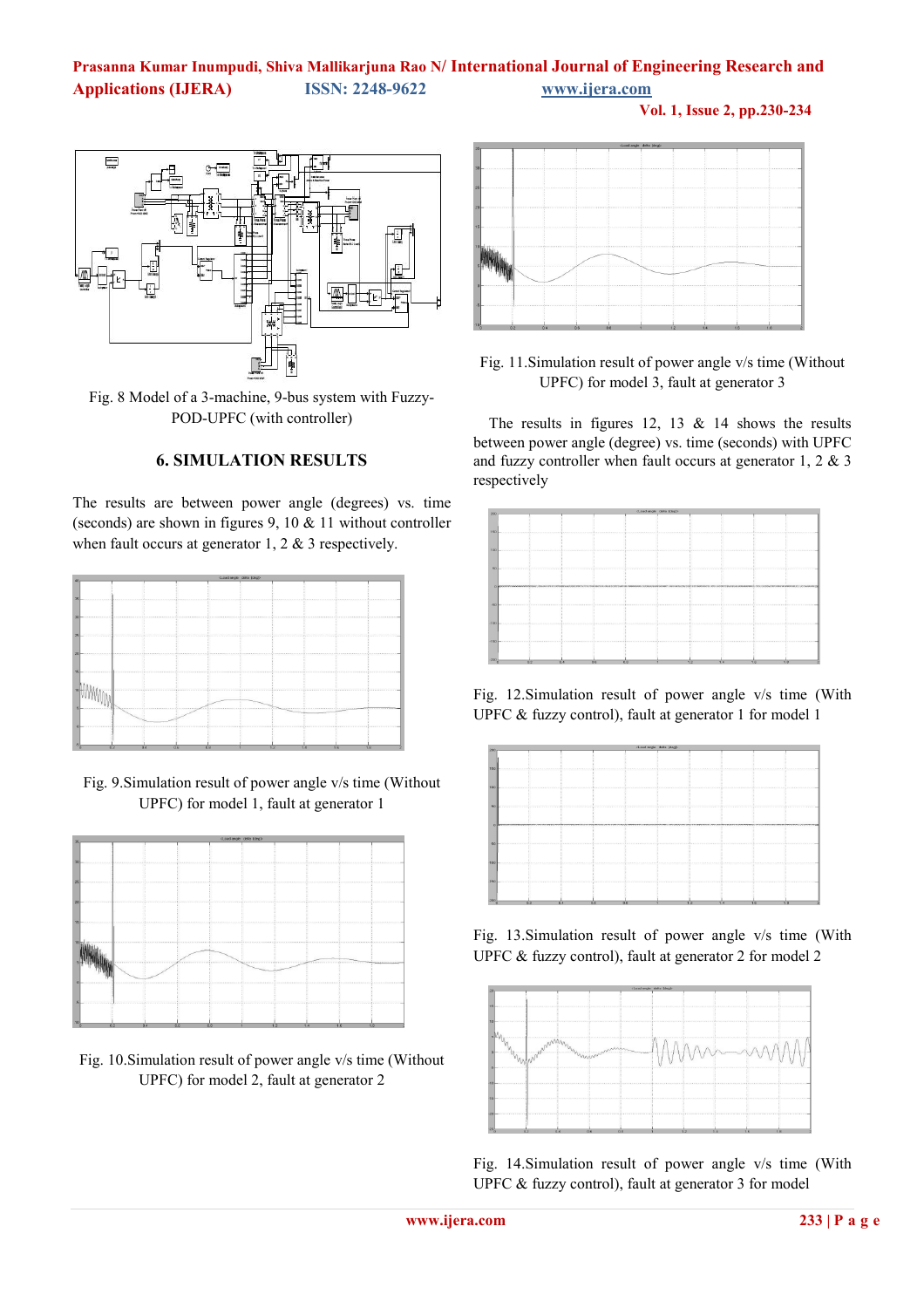Fig. 8 Model of a 3-machine, 9-bus system with Fuzzy-POD-UPFC (with controller)

## 6. SIMULATION RESULTS

The results are between power angle (degrees) vs. time (seconds) are shown in figures 9, 10 & 11 without controller when fault occurs at generator 1, 2 & 3 respectively.

Fig. 9.Simulation result of power angle v/s time (Without UPFC) for model 1, fault at generator 1

Fig. 10.Simulation result of power angle v/s time (Without UPFC) for model 2, fault at generator 2

Fig. 11.Simulation result of power angle v/s time (Without UPFC) for model 3, fault at generator 3

The results in figures 12, 13 & 14 shows the results between power angle (degree) vs. time (seconds) with UPFC and fuzzy controller when fault occurs at generator 1, 2 & 3 respectively

Fig. 12.Simulation result of power angle v/s time (With UPFC & fuzzy control), fault at generator 1 for model 1

Fig. 13.Simulation result of power angle v/s time (With UPFC & fuzzy control), fault at generator 2 for model 2

Fig. 14.Simulation result of power angle v/s time (With UPFC & fuzzy control), fault at generator 3 for model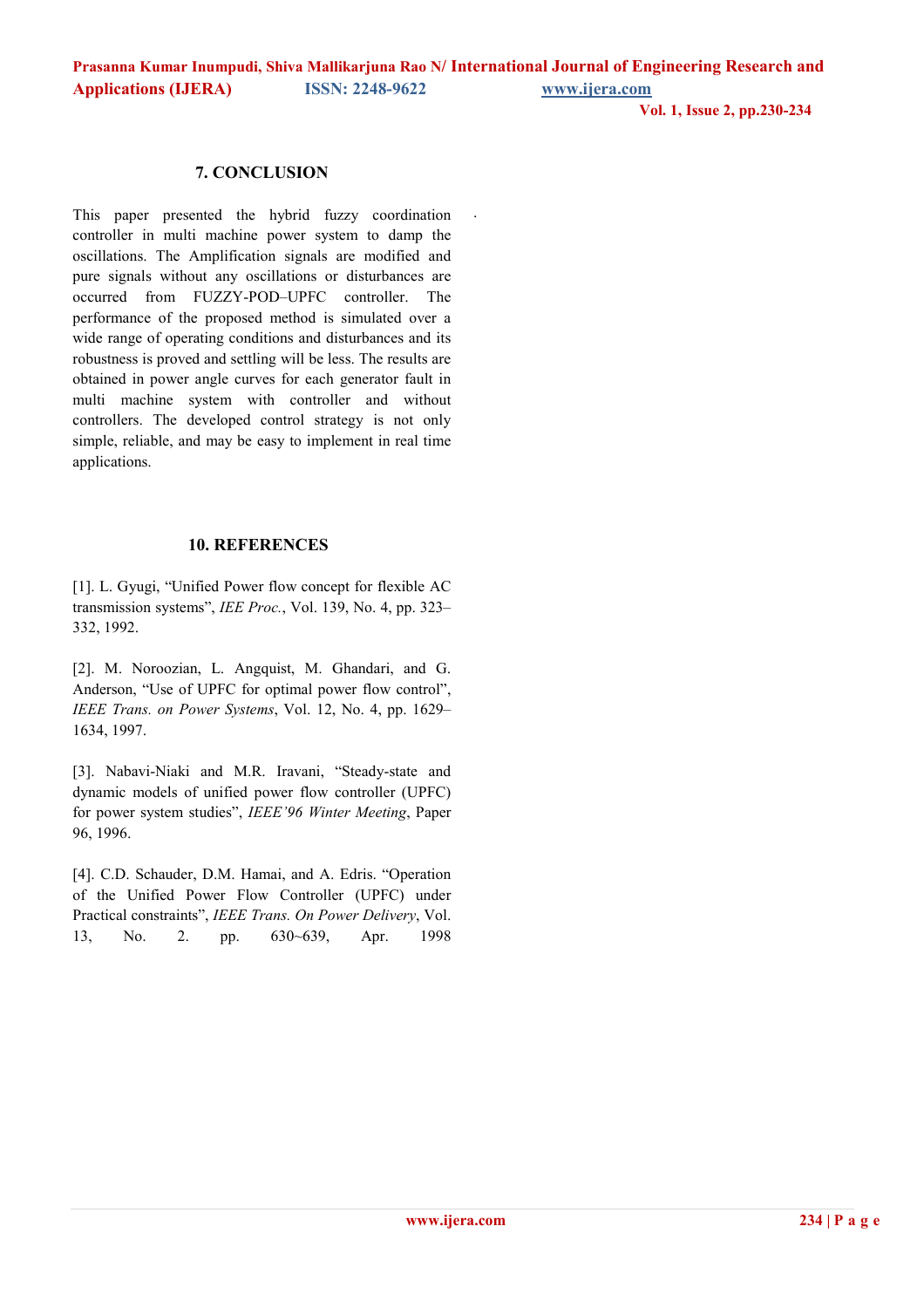## 7. CONCLUSION

This paper presented the hybrid fuzzy coordination controller in multi machine power system to damp the oscillations. The Amplification signals are modified and pure signals without any oscillations or disturbances are occurred from FUZZY-POD–UPFC controller. The performance of the proposed method is simulated over a wide range of operating conditions and disturbances and its robustness is proved and settling will be less. The results are obtained in power angle curves for each generator fault in multi machine system with controller and without controllers. The developed control strategy is not only simple, reliable, and may be easy to implement in real time applications.

## 10. REFERENCES

[1]. L. Gyugi, "Unified Power flow concept for flexible AC transmission systems", *IEE Proc.*, Vol. 139, No. 4, pp. 323–332, 1992.

[2]. M. Noroozian, L. Angquist, M. Ghandari, and G. Anderson, "Use of UPFC for optimal power flow control", *IEEE Trans. on Power Systems*, Vol. 12, No. 4, pp. 1629–1634, 1997.

[3]. Nabavi-Niaki and M.R. Iravani, "Steady-state and dynamic models of unified power flow controller (UPFC) for power system studies", *IEEE'96 Winter Meeting*, Paper 96, 1996.

[4]. C.D. Schauder, D.M. Hamai, and A. Edris. "Operation of the Unified Power Flow Controller (UPFC) under Practical constraints", *IEEE Trans. On Power Delivery*, Vol. 13, No. 2. pp. 630~639, Apr. 1998